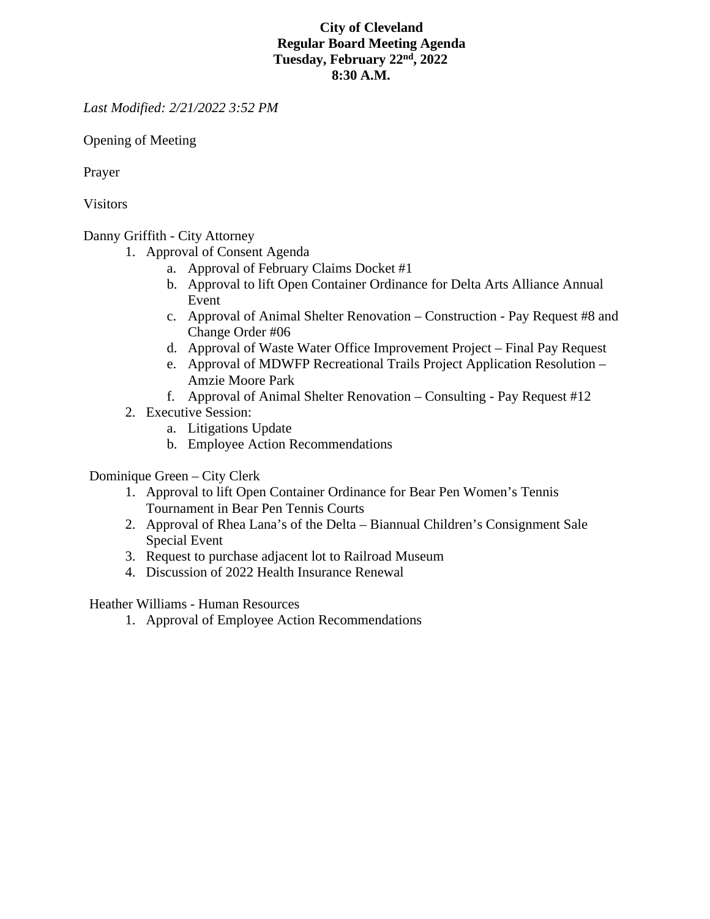**City of Cleveland**
**Regular Board Meeting Agenda**
**Tuesday, February 22nd, 2022**
**8:30 A.M.**

*Last Modified: 2/21/2022 3:52 PM*

Opening of Meeting

Prayer

Visitors

Danny Griffith - City Attorney

1. Approval of Consent Agenda
   a. Approval of February Claims Docket #1
   b. Approval to lift Open Container Ordinance for Delta Arts Alliance Annual Event
   c. Approval of Animal Shelter Renovation – Construction - Pay Request #8 and Change Order #06
   d. Approval of Waste Water Office Improvement Project – Final Pay Request
   e. Approval of MDWFP Recreational Trails Project Application Resolution – Amzie Moore Park
   f. Approval of Animal Shelter Renovation – Consulting - Pay Request #12
2. Executive Session:
   a. Litigations Update
   b. Employee Action Recommendations

Dominique Green – City Clerk

1. Approval to lift Open Container Ordinance for Bear Pen Women's Tennis Tournament in Bear Pen Tennis Courts
2. Approval of Rhea Lana's of the Delta – Biannual Children's Consignment Sale Special Event
3. Request to purchase adjacent lot to Railroad Museum
4. Discussion of 2022 Health Insurance Renewal

Heather Williams - Human Resources

1. Approval of Employee Action Recommendations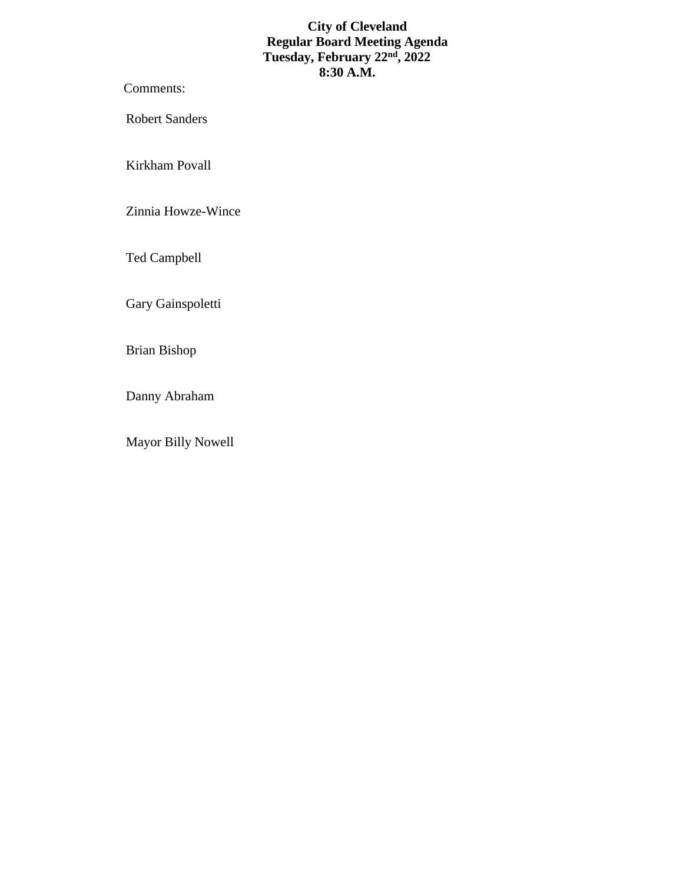**City of Cleveland**
**Regular Board Meeting Agenda**
**Tuesday, February 22nd, 2022**
**8:30 A.M.**

Comments:

Robert Sanders

Kirkham Povall

Zinnia Howze-Wince

Ted Campbell

Gary Gainspoletti

Brian Bishop

Danny Abraham

Mayor Billy Nowell